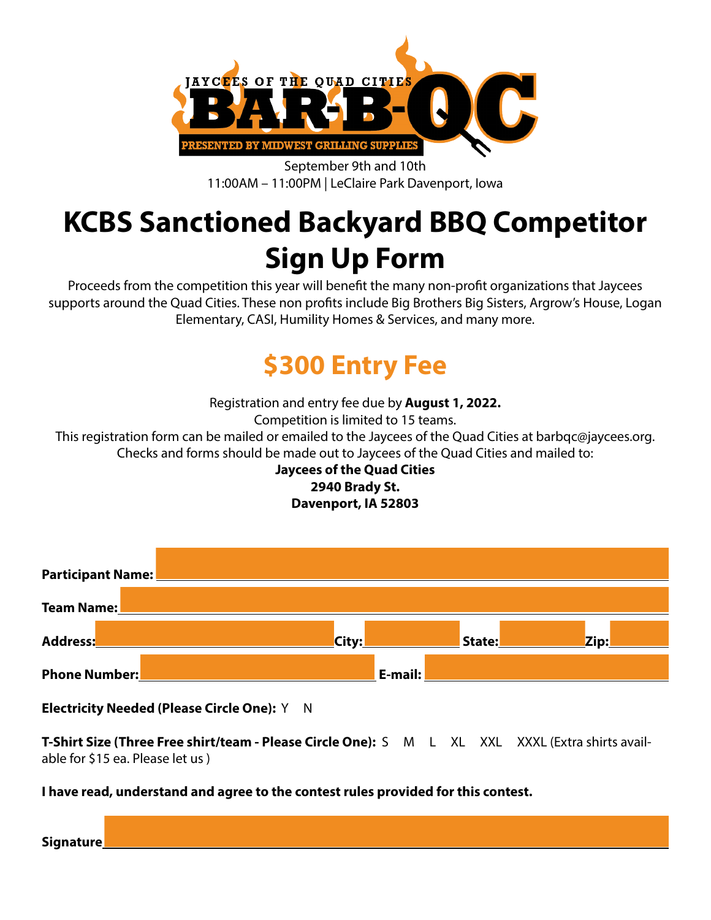JAYCEES OF THE QUAD CITIES

# BAR-B-QC

PRESENTED BY MIDWEST GRILLING SUPPLIES

September 9th and 10th
11:00AM – 11:00PM | LeClaire Park Davenport, Iowa

# KCBS Sanctioned Backyard BBQ Competitor Sign Up Form

Proceeds from the competition this year will benefit the many non-profit organizations that Jaycees supports around the Quad Cities. These non profits include Big Brothers Big Sisters, Argrow's House, Logan Elementary, CASI, Humility Homes & Services, and many more.

## $300 Entry Fee

Registration and entry fee due by **August 1, 2022.**
Competition is limited to 15 teams.
This registration form can be mailed or emailed to the Jaycees of the Quad Cities at barbqc@jaycees.org.
Checks and forms should be made out to Jaycees of the Quad Cities and mailed to:

**Jaycees of the Quad Cities**
**2940 Brady St.**
**Davenport, IA 52803**

**Participant Name:** ______________________________

**Team Name:** ______________________________

**Address:** ______________ **City:** __________ **State:** __________ **Zip:** __________

**Phone Number:** ______________ **E-mail:** ______________

**Electricity Needed (Please Circle One):** Y N

**T-Shirt Size (Three Free shirt/team - Please Circle One):** S M L XL XXL XXXL (Extra shirts available for $15 ea. Please let us )

**I have read, understand and agree to the contest rules provided for this contest.**

**Signature** ______________________________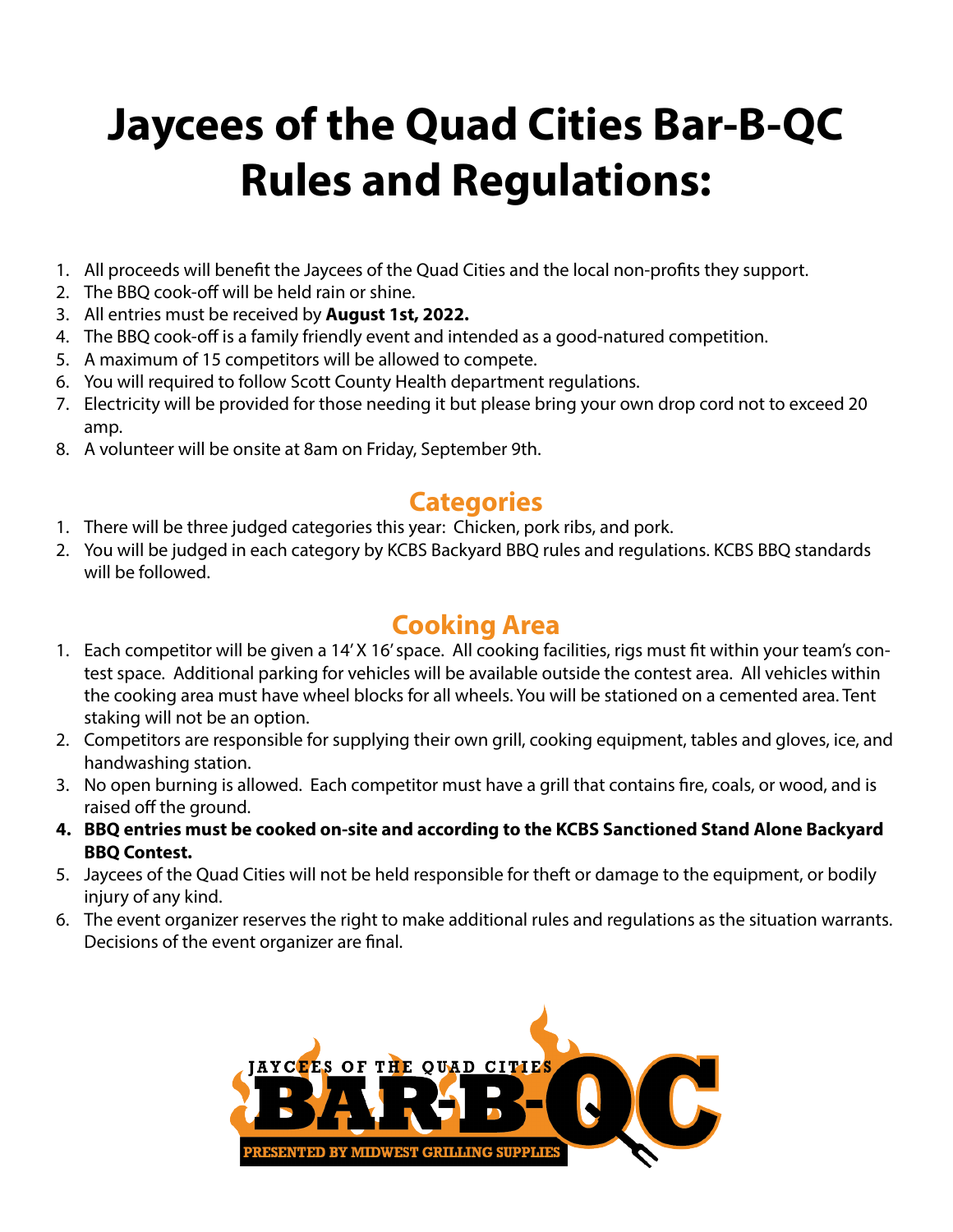# Jaycees of the Quad Cities Bar-B-QC Rules and Regulations:

1. All proceeds will benefit the Jaycees of the Quad Cities and the local non-profits they support.
2. The BBQ cook-off will be held rain or shine.
3. All entries must be received by **August 1st, 2022.**
4. The BBQ cook-off is a family friendly event and intended as a good-natured competition.
5. A maximum of 15 competitors will be allowed to compete.
6. You will required to follow Scott County Health department regulations.
7. Electricity will be provided for those needing it but please bring your own drop cord not to exceed 20 amp.
8. A volunteer will be onsite at 8am on Friday, September 9th.

## Categories

1. There will be three judged categories this year: Chicken, pork ribs, and pork.
2. You will be judged in each category by KCBS Backyard BBQ rules and regulations. KCBS BBQ standards will be followed.

## Cooking Area

1. Each competitor will be given a 14' X 16' space. All cooking facilities, rigs must fit within your team's contest space. Additional parking for vehicles will be available outside the contest area. All vehicles within the cooking area must have wheel blocks for all wheels. You will be stationed on a cemented area. Tent staking will not be an option.
2. Competitors are responsible for supplying their own grill, cooking equipment, tables and gloves, ice, and handwashing station.
3. No open burning is allowed. Each competitor must have a grill that contains fire, coals, or wood, and is raised off the ground.
4. **BBQ entries must be cooked on-site and according to the KCBS Sanctioned Stand Alone Backyard BBQ Contest.**
5. Jaycees of the Quad Cities will not be held responsible for theft or damage to the equipment, or bodily injury of any kind.
6. The event organizer reserves the right to make additional rules and regulations as the situation warrants. Decisions of the event organizer are final.

JAYCEES OF THE QUAD CITIES BAR-B-QC
PRESENTED BY MIDWEST GRILLING SUPPLIES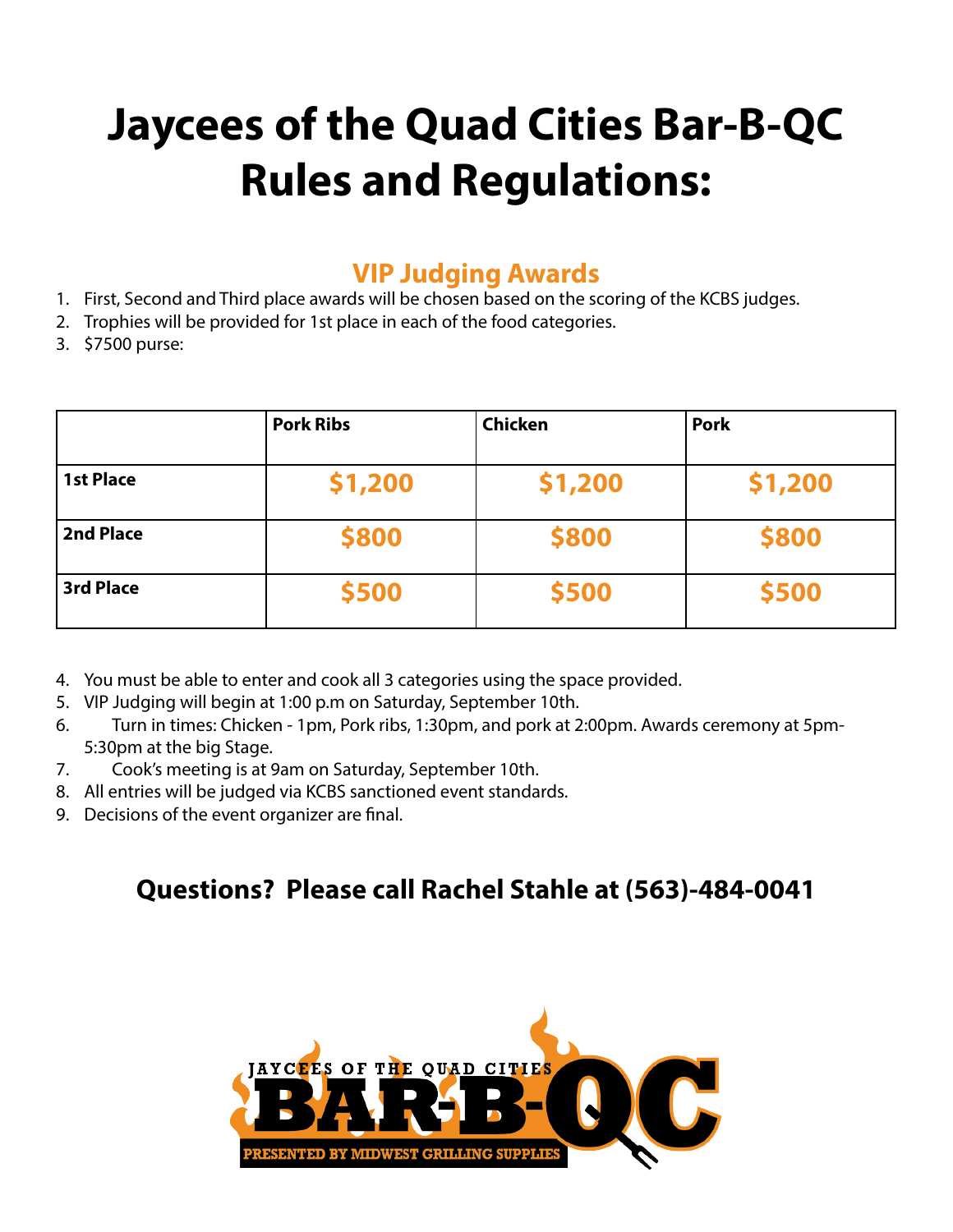// Logo at bottom: "Jaycees of the Quad Cities BAR-B-QC Presented by Midwest Grilling Supplies" — part of logo image, no image detected though. Include text? It's a logo; no image ref provided. I'll omit logo text? Better to include minimal? Rule: text inside visuals is part of image. Omit.

# Jaycees of the Quad Cities Bar-B-QC Rules and Regulations:

## VIP Judging Awards

1. First, Second and Third place awards will be chosen based on the scoring of the KCBS judges.
2. Trophies will be provided for 1st place in each of the food categories.
3. $7500 purse:

| | Pork Ribs | Chicken | Pork |
|---|---|---|---|
| **1st Place** | $1,200 | $1,200 | $1,200 |
| **2nd Place** | $800 | $800 | $800 |
| **3rd Place** | $500 | $500 | $500 |

4. You must be able to enter and cook all 3 categories using the space provided.
5. VIP Judging will begin at 1:00 p.m on Saturday, September 10th.
6. Turn in times: Chicken - 1pm, Pork ribs, 1:30pm, and pork at 2:00pm. Awards ceremony at 5pm-5:30pm at the big Stage.
7. Cook's meeting is at 9am on Saturday, September 10th.
8. All entries will be judged via KCBS sanctioned event standards.
9. Decisions of the event organizer are final.

## Questions? Please call Rachel Stahle at (563)-484-0041